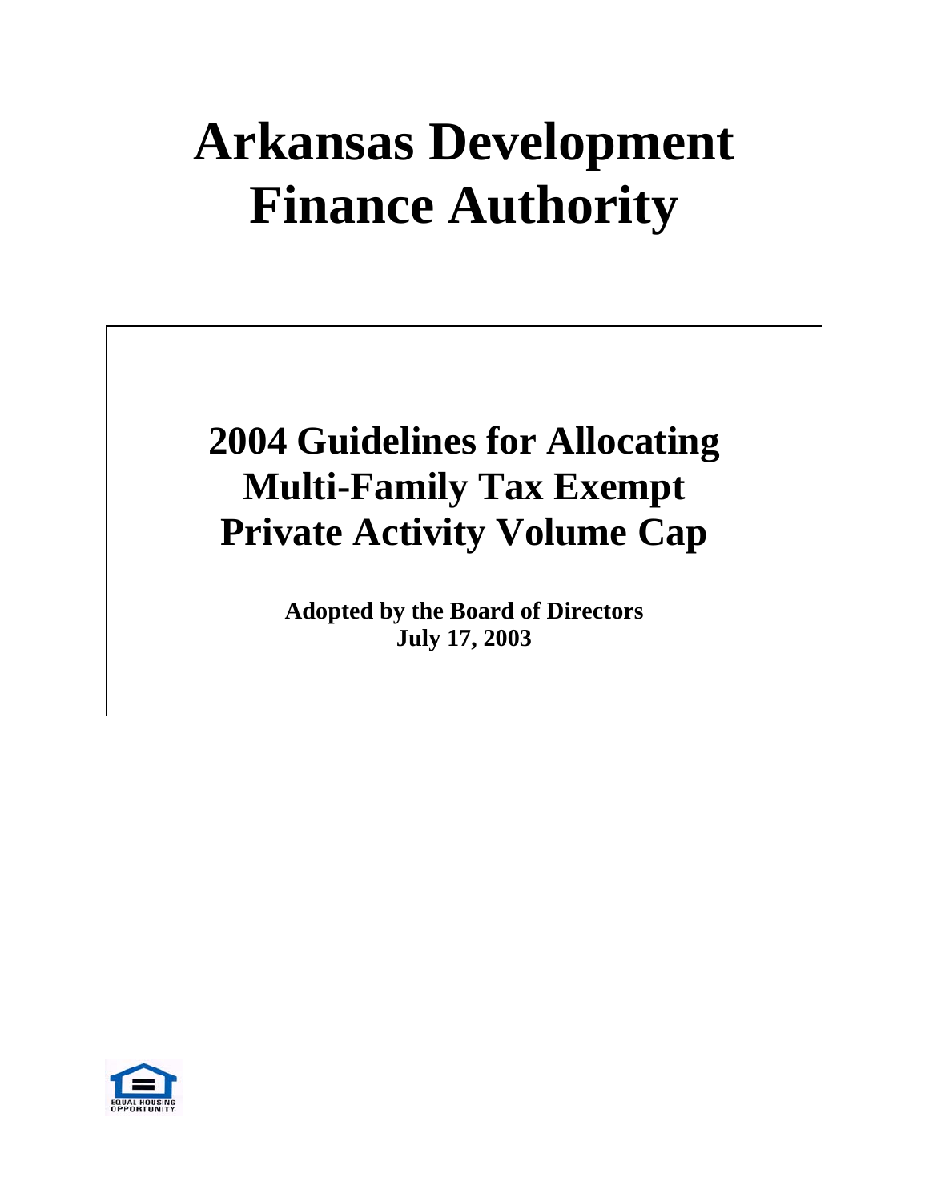# Arkansas Development Finance Authority

## 2004 Guidelines for Allocating Multi-Family Tax Exempt Private Activity Volume Cap

**Adopted by the Board of Directors**
**July 17, 2003**

EQUAL HOUSING OPPORTUNITY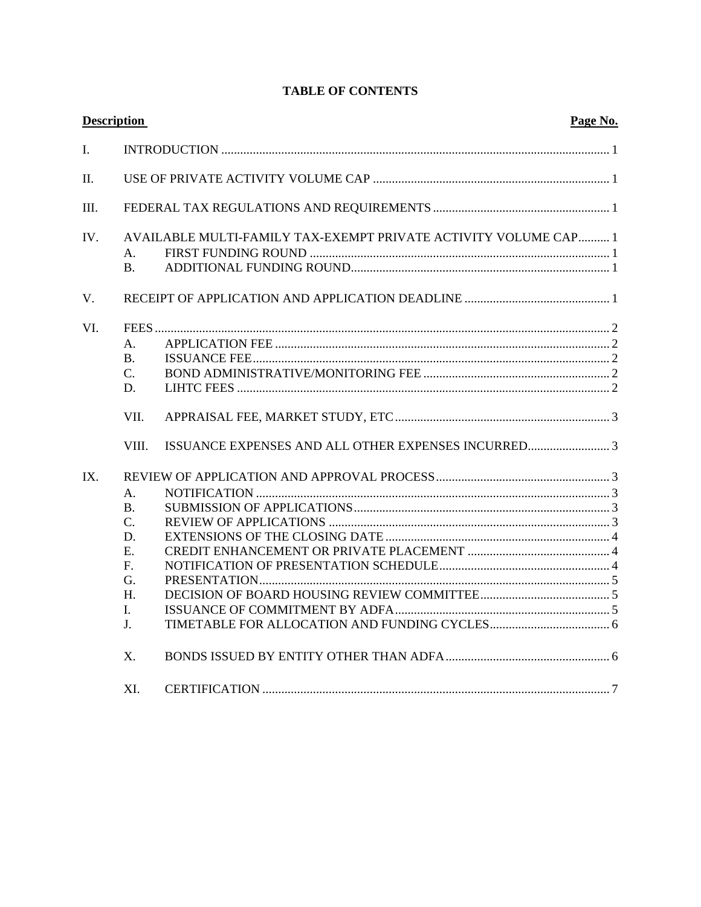**TABLE OF CONTENTS**

| Description | | | Page No. |
|---|---|---|---|
| I. | INTRODUCTION | | 1 |
| II. | USE OF PRIVATE ACTIVITY VOLUME CAP | | 1 |
| III. | FEDERAL TAX REGULATIONS AND REQUIREMENTS | | 1 |
| IV. | AVAILABLE MULTI-FAMILY TAX-EXEMPT PRIVATE ACTIVITY VOLUME CAP | | 1 |
| | A. | FIRST FUNDING ROUND | 1 |
| | B. | ADDITIONAL FUNDING ROUND | 1 |
| V. | RECEIPT OF APPLICATION AND APPLICATION DEADLINE | | 1 |
| VI. | FEES | | 2 |
| | A. | APPLICATION FEE | 2 |
| | B. | ISSUANCE FEE | 2 |
| | C. | BOND ADMINISTRATIVE/MONITORING FEE | 2 |
| | D. | LIHTC FEES | 2 |
| | VII. | APPRAISAL FEE, MARKET STUDY, ETC | 3 |
| | VIII. | ISSUANCE EXPENSES AND ALL OTHER EXPENSES INCURRED | 3 |
| IX. | REVIEW OF APPLICATION AND APPROVAL PROCESS | | 3 |
| | A. | NOTIFICATION | 3 |
| | B. | SUBMISSION OF APPLICATIONS | 3 |
| | C. | REVIEW OF APPLICATIONS | 3 |
| | D. | EXTENSIONS OF THE CLOSING DATE | 4 |
| | E. | CREDIT ENHANCEMENT OR PRIVATE PLACEMENT | 4 |
| | F. | NOTIFICATION OF PRESENTATION SCHEDULE | 4 |
| | G. | PRESENTATION | 5 |
| | H. | DECISION OF BOARD HOUSING REVIEW COMMITTEE | 5 |
| | I. | ISSUANCE OF COMMITMENT BY ADFA | 5 |
| | J. | TIMETABLE FOR ALLOCATION AND FUNDING CYCLES | 6 |
| | X. | BONDS ISSUED BY ENTITY OTHER THAN ADFA | 6 |
| | XI. | CERTIFICATION | 7 |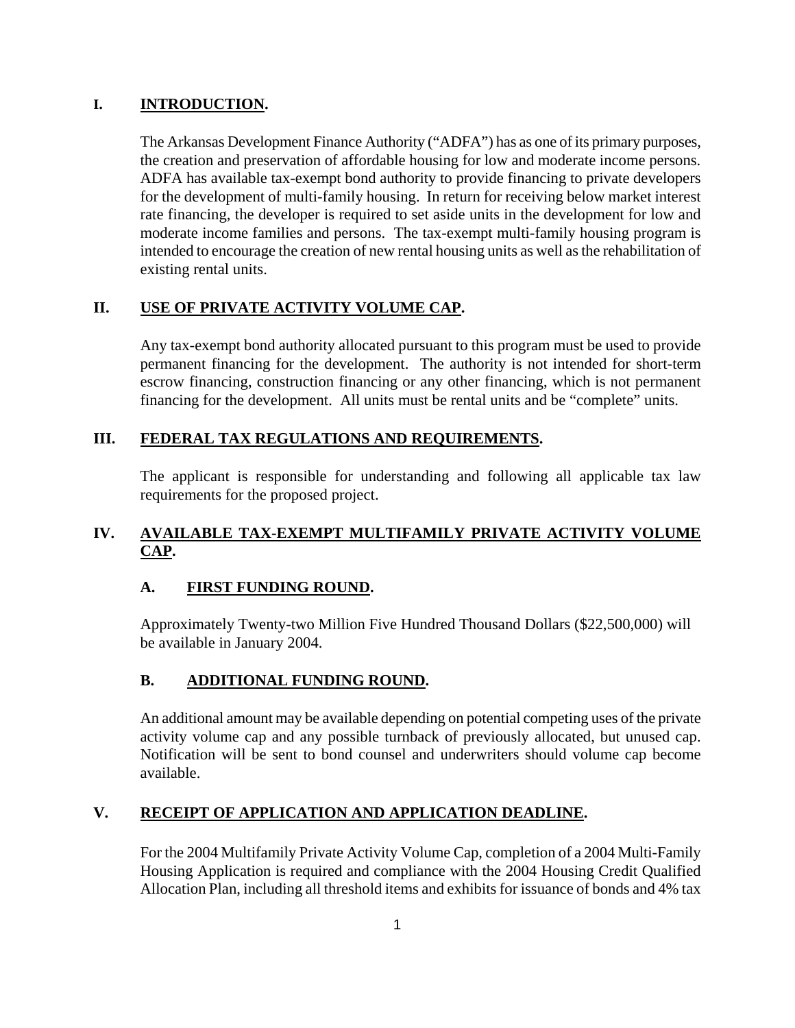## I. INTRODUCTION.

The Arkansas Development Finance Authority ("ADFA") has as one of its primary purposes, the creation and preservation of affordable housing for low and moderate income persons. ADFA has available tax-exempt bond authority to provide financing to private developers for the development of multi-family housing. In return for receiving below market interest rate financing, the developer is required to set aside units in the development for low and moderate income families and persons. The tax-exempt multi-family housing program is intended to encourage the creation of new rental housing units as well as the rehabilitation of existing rental units.

## II. USE OF PRIVATE ACTIVITY VOLUME CAP.

Any tax-exempt bond authority allocated pursuant to this program must be used to provide permanent financing for the development. The authority is not intended for short-term escrow financing, construction financing or any other financing, which is not permanent financing for the development. All units must be rental units and be "complete" units.

## III. FEDERAL TAX REGULATIONS AND REQUIREMENTS.

The applicant is responsible for understanding and following all applicable tax law requirements for the proposed project.

## IV. AVAILABLE TAX-EXEMPT MULTIFAMILY PRIVATE ACTIVITY VOLUME CAP.

### A. FIRST FUNDING ROUND.

Approximately Twenty-two Million Five Hundred Thousand Dollars ($22,500,000) will be available in January 2004.

### B. ADDITIONAL FUNDING ROUND.

An additional amount may be available depending on potential competing uses of the private activity volume cap and any possible turnback of previously allocated, but unused cap. Notification will be sent to bond counsel and underwriters should volume cap become available.

## V. RECEIPT OF APPLICATION AND APPLICATION DEADLINE.

For the 2004 Multifamily Private Activity Volume Cap, completion of a 2004 Multi-Family Housing Application is required and compliance with the 2004 Housing Credit Qualified Allocation Plan, including all threshold items and exhibits for issuance of bonds and 4% tax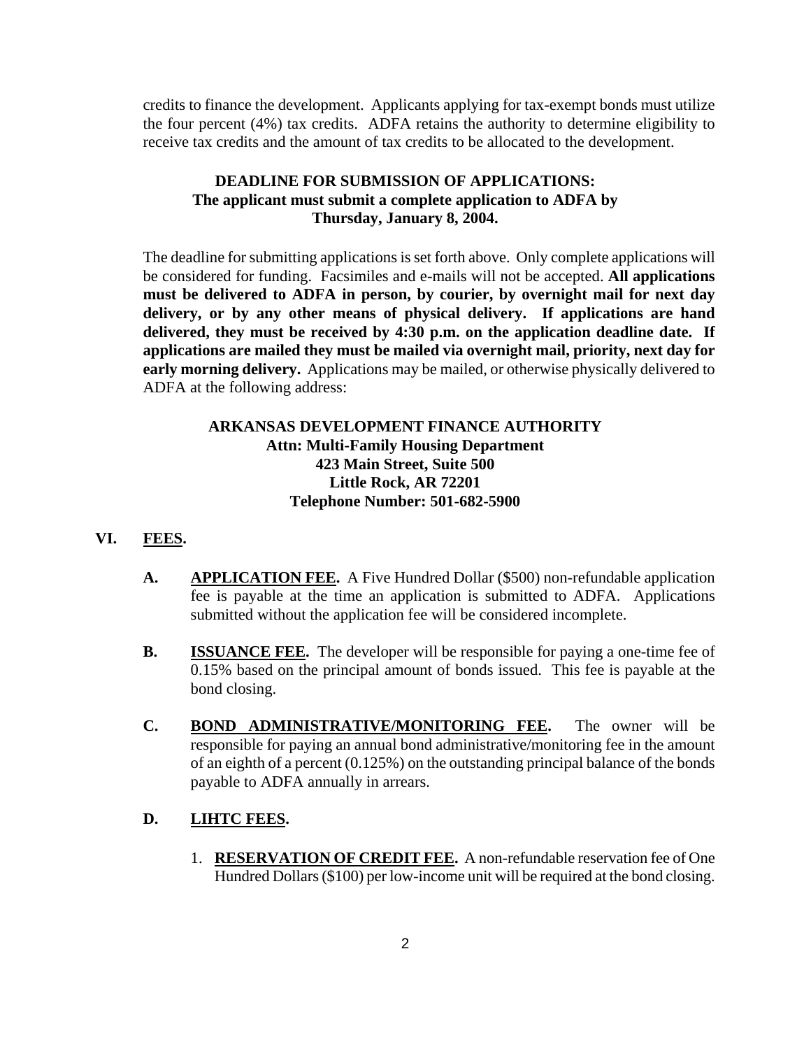credits to finance the development. Applicants applying for tax-exempt bonds must utilize the four percent (4%) tax credits. ADFA retains the authority to determine eligibility to receive tax credits and the amount of tax credits to be allocated to the development.

**DEADLINE FOR SUBMISSION OF APPLICATIONS:**
**The applicant must submit a complete application to ADFA by**
**Thursday, January 8, 2004.**

The deadline for submitting applications is set forth above. Only complete applications will be considered for funding. Facsimiles and e-mails will not be accepted. **All applications must be delivered to ADFA in person, by courier, by overnight mail for next day delivery, or by any other means of physical delivery. If applications are hand delivered, they must be received by 4:30 p.m. on the application deadline date. If applications are mailed they must be mailed via overnight mail, priority, next day for early morning delivery.** Applications may be mailed, or otherwise physically delivered to ADFA at the following address:

**ARKANSAS DEVELOPMENT FINANCE AUTHORITY**
**Attn: Multi-Family Housing Department**
**423 Main Street, Suite 500**
**Little Rock, AR 72201**
**Telephone Number: 501-682-5900**

## VI. FEES.

**A. APPLICATION FEE.** A Five Hundred Dollar ($500) non-refundable application fee is payable at the time an application is submitted to ADFA. Applications submitted without the application fee will be considered incomplete.

**B. ISSUANCE FEE.** The developer will be responsible for paying a one-time fee of 0.15% based on the principal amount of bonds issued. This fee is payable at the bond closing.

**C. BOND ADMINISTRATIVE/MONITORING FEE.** The owner will be responsible for paying an annual bond administrative/monitoring fee in the amount of an eighth of a percent (0.125%) on the outstanding principal balance of the bonds payable to ADFA annually in arrears.

**D. LIHTC FEES.**

1. **RESERVATION OF CREDIT FEE.** A non-refundable reservation fee of One Hundred Dollars ($100) per low-income unit will be required at the bond closing.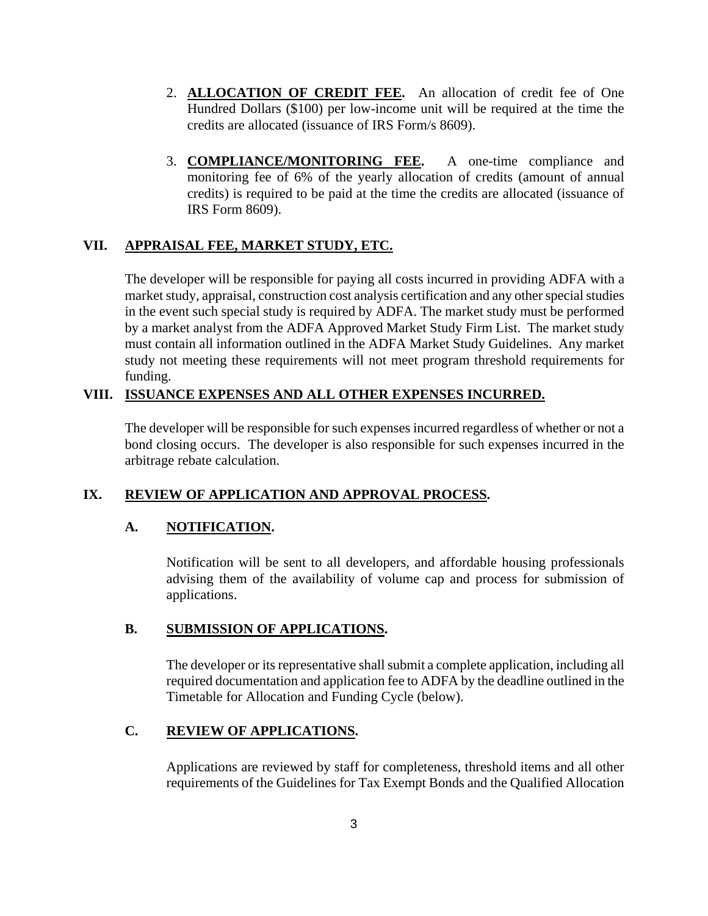2. **ALLOCATION OF CREDIT FEE.** An allocation of credit fee of One Hundred Dollars ($100) per low-income unit will be required at the time the credits are allocated (issuance of IRS Form/s 8609).

3. **COMPLIANCE/MONITORING FEE.** A one-time compliance and monitoring fee of 6% of the yearly allocation of credits (amount of annual credits) is required to be paid at the time the credits are allocated (issuance of IRS Form 8609).

## VII. APPRAISAL FEE, MARKET STUDY, ETC.

The developer will be responsible for paying all costs incurred in providing ADFA with a market study, appraisal, construction cost analysis certification and any other special studies in the event such special study is required by ADFA. The market study must be performed by a market analyst from the ADFA Approved Market Study Firm List. The market study must contain all information outlined in the ADFA Market Study Guidelines. Any market study not meeting these requirements will not meet program threshold requirements for funding.

## VIII. ISSUANCE EXPENSES AND ALL OTHER EXPENSES INCURRED.

The developer will be responsible for such expenses incurred regardless of whether or not a bond closing occurs. The developer is also responsible for such expenses incurred in the arbitrage rebate calculation.

## IX. REVIEW OF APPLICATION AND APPROVAL PROCESS.

### A. NOTIFICATION.

Notification will be sent to all developers, and affordable housing professionals advising them of the availability of volume cap and process for submission of applications.

### B. SUBMISSION OF APPLICATIONS.

The developer or its representative shall submit a complete application, including all required documentation and application fee to ADFA by the deadline outlined in the Timetable for Allocation and Funding Cycle (below).

### C. REVIEW OF APPLICATIONS.

Applications are reviewed by staff for completeness, threshold items and all other requirements of the Guidelines for Tax Exempt Bonds and the Qualified Allocation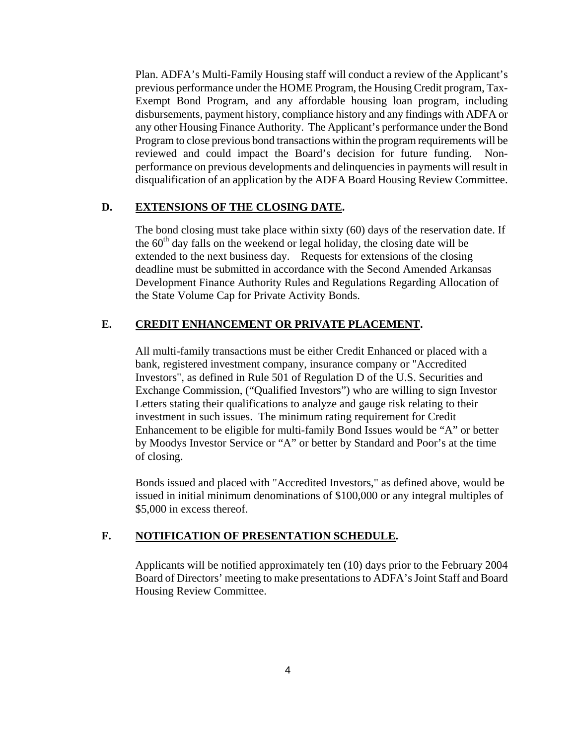Plan. ADFA's Multi-Family Housing staff will conduct a review of the Applicant's previous performance under the HOME Program, the Housing Credit program, Tax-Exempt Bond Program, and any affordable housing loan program, including disbursements, payment history, compliance history and any findings with ADFA or any other Housing Finance Authority. The Applicant's performance under the Bond Program to close previous bond transactions within the program requirements will be reviewed and could impact the Board's decision for future funding. Non-performance on previous developments and delinquencies in payments will result in disqualification of an application by the ADFA Board Housing Review Committee.

## D. EXTENSIONS OF THE CLOSING DATE.

The bond closing must take place within sixty (60) days of the reservation date. If the $60^{th}$ day falls on the weekend or legal holiday, the closing date will be extended to the next business day. Requests for extensions of the closing deadline must be submitted in accordance with the Second Amended Arkansas Development Finance Authority Rules and Regulations Regarding Allocation of the State Volume Cap for Private Activity Bonds.

## E. CREDIT ENHANCEMENT OR PRIVATE PLACEMENT.

All multi-family transactions must be either Credit Enhanced or placed with a bank, registered investment company, insurance company or "Accredited Investors", as defined in Rule 501 of Regulation D of the U.S. Securities and Exchange Commission, ("Qualified Investors") who are willing to sign Investor Letters stating their qualifications to analyze and gauge risk relating to their investment in such issues. The minimum rating requirement for Credit Enhancement to be eligible for multi-family Bond Issues would be "A" or better by Moodys Investor Service or "A" or better by Standard and Poor's at the time of closing.

Bonds issued and placed with "Accredited Investors," as defined above, would be issued in initial minimum denominations of \$100,000 or any integral multiples of \$5,000 in excess thereof.

## F. NOTIFICATION OF PRESENTATION SCHEDULE.

Applicants will be notified approximately ten (10) days prior to the February 2004 Board of Directors' meeting to make presentations to ADFA's Joint Staff and Board Housing Review Committee.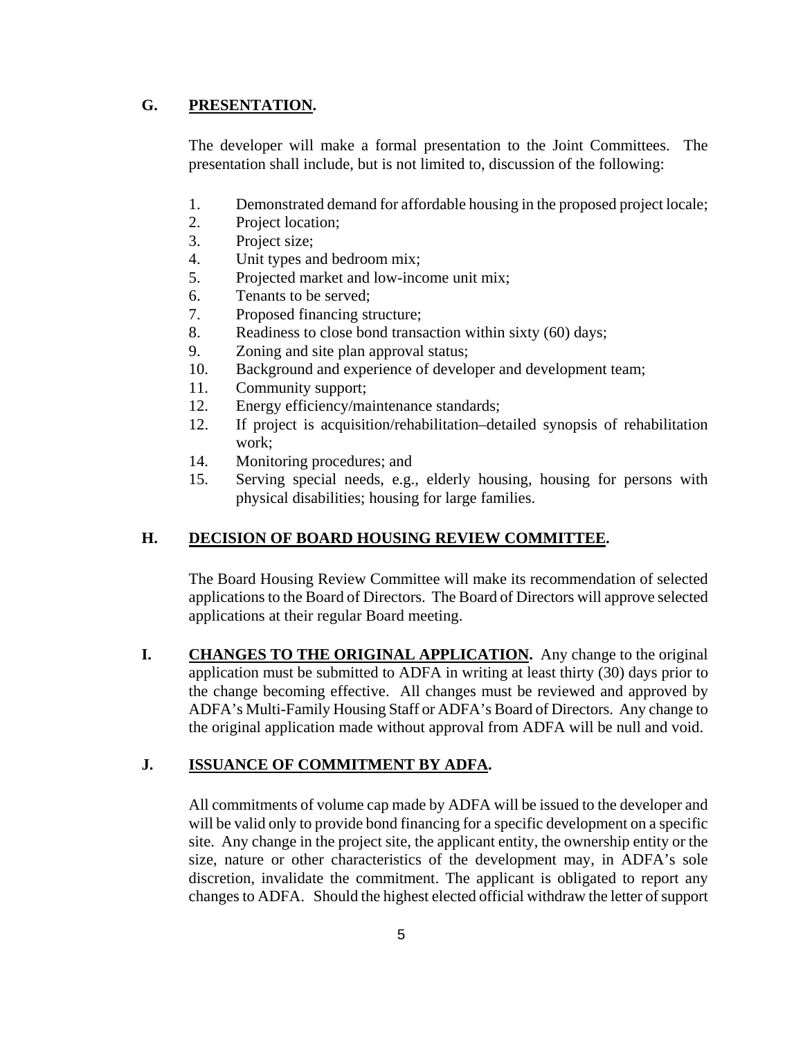**G. PRESENTATION.**

The developer will make a formal presentation to the Joint Committees. The presentation shall include, but is not limited to, discussion of the following:

1. Demonstrated demand for affordable housing in the proposed project locale;
2. Project location;
3. Project size;
4. Unit types and bedroom mix;
5. Projected market and low-income unit mix;
6. Tenants to be served;
7. Proposed financing structure;
8. Readiness to close bond transaction within sixty (60) days;
9. Zoning and site plan approval status;
10. Background and experience of developer and development team;
11. Community support;
12. Energy efficiency/maintenance standards;
12. If project is acquisition/rehabilitation–detailed synopsis of rehabilitation work;
14. Monitoring procedures; and
15. Serving special needs, e.g., elderly housing, housing for persons with physical disabilities; housing for large families.

**H. DECISION OF BOARD HOUSING REVIEW COMMITTEE.**

The Board Housing Review Committee will make its recommendation of selected applications to the Board of Directors. The Board of Directors will approve selected applications at their regular Board meeting.

**I. CHANGES TO THE ORIGINAL APPLICATION.** Any change to the original application must be submitted to ADFA in writing at least thirty (30) days prior to the change becoming effective. All changes must be reviewed and approved by ADFA's Multi-Family Housing Staff or ADFA's Board of Directors. Any change to the original application made without approval from ADFA will be null and void.

**J. ISSUANCE OF COMMITMENT BY ADFA.**

All commitments of volume cap made by ADFA will be issued to the developer and will be valid only to provide bond financing for a specific development on a specific site. Any change in the project site, the applicant entity, the ownership entity or the size, nature or other characteristics of the development may, in ADFA's sole discretion, invalidate the commitment. The applicant is obligated to report any changes to ADFA. Should the highest elected official withdraw the letter of support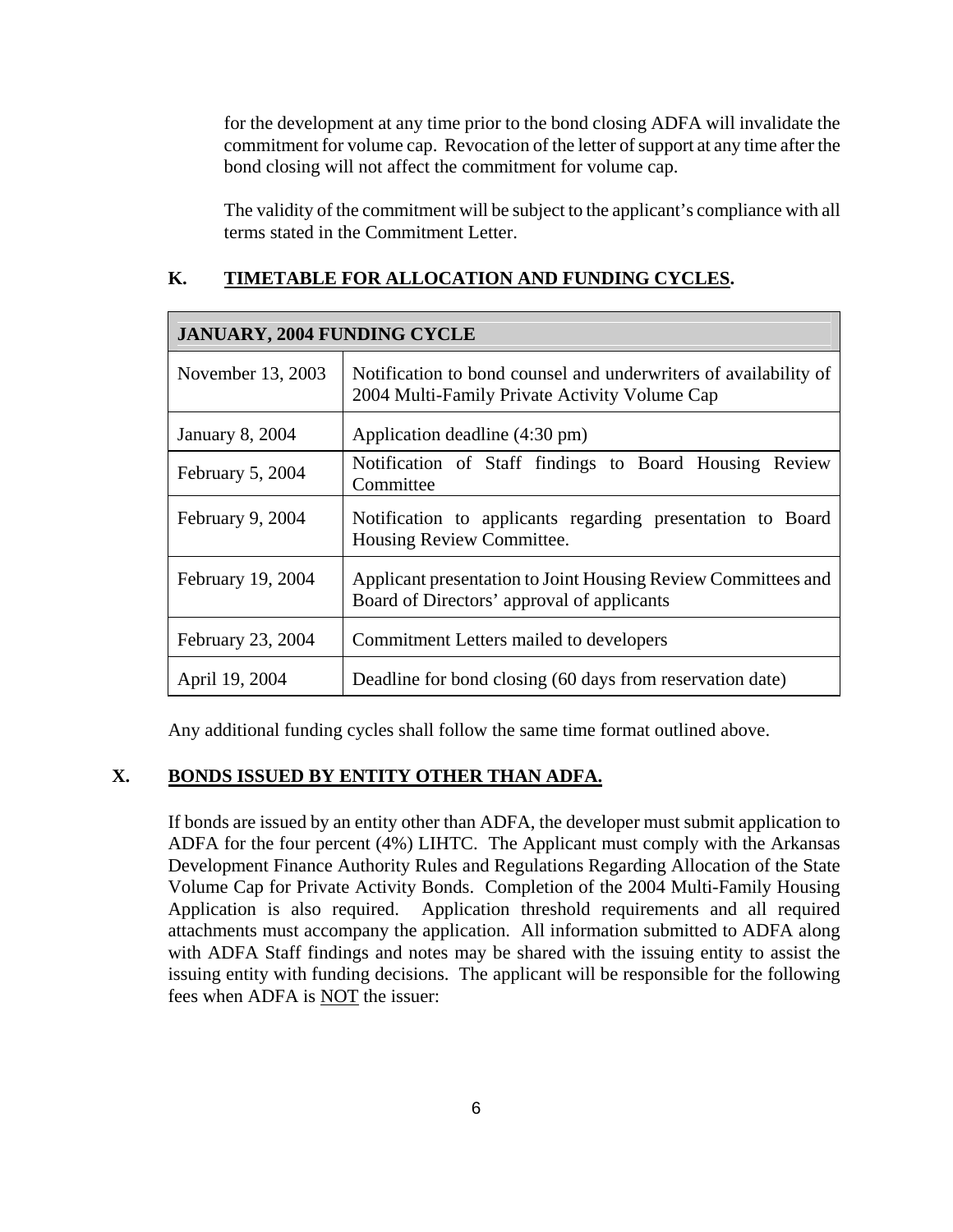for the development at any time prior to the bond closing ADFA will invalidate the commitment for volume cap. Revocation of the letter of support at any time after the bond closing will not affect the commitment for volume cap.

The validity of the commitment will be subject to the applicant's compliance with all terms stated in the Commitment Letter.

## K. TIMETABLE FOR ALLOCATION AND FUNDING CYCLES.

| **JANUARY, 2004 FUNDING CYCLE** | |
|---|---|
| November 13, 2003 | Notification to bond counsel and underwriters of availability of 2004 Multi-Family Private Activity Volume Cap |
| January 8, 2004 | Application deadline (4:30 pm) |
| February 5, 2004 | Notification of Staff findings to Board Housing Review Committee |
| February 9, 2004 | Notification to applicants regarding presentation to Board Housing Review Committee. |
| February 19, 2004 | Applicant presentation to Joint Housing Review Committees and Board of Directors' approval of applicants |
| February 23, 2004 | Commitment Letters mailed to developers |
| April 19, 2004 | Deadline for bond closing (60 days from reservation date) |

Any additional funding cycles shall follow the same time format outlined above.

## X. BONDS ISSUED BY ENTITY OTHER THAN ADFA.

If bonds are issued by an entity other than ADFA, the developer must submit application to ADFA for the four percent (4%) LIHTC. The Applicant must comply with the Arkansas Development Finance Authority Rules and Regulations Regarding Allocation of the State Volume Cap for Private Activity Bonds. Completion of the 2004 Multi-Family Housing Application is also required. Application threshold requirements and all required attachments must accompany the application. All information submitted to ADFA along with ADFA Staff findings and notes may be shared with the issuing entity to assist the issuing entity with funding decisions. The applicant will be responsible for the following fees when ADFA is NOT the issuer: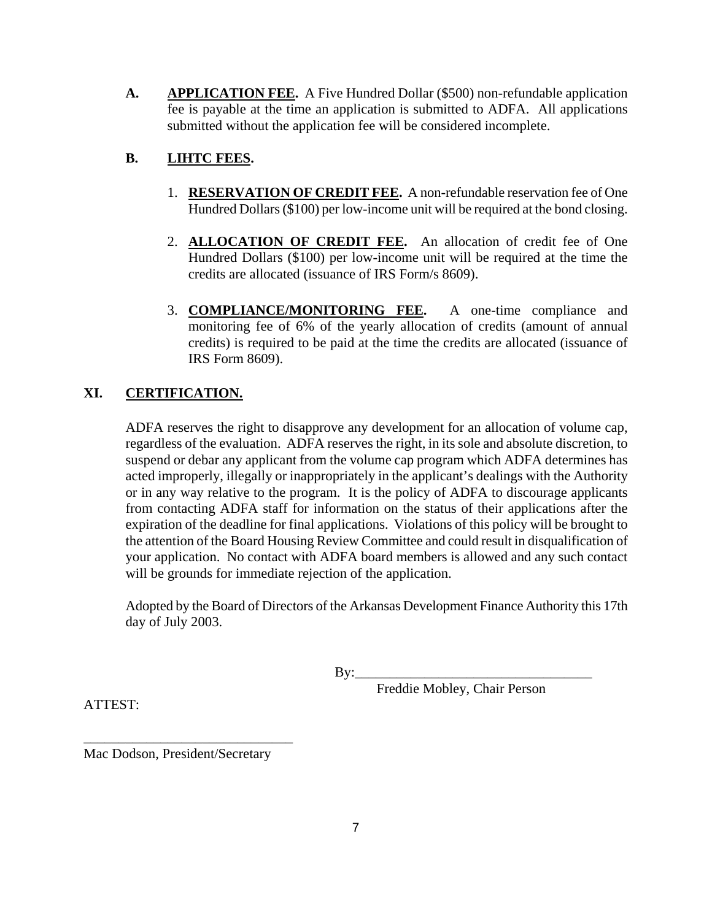**A.** **APPLICATION FEE.** A Five Hundred Dollar ($500) non-refundable application fee is payable at the time an application is submitted to ADFA. All applications submitted without the application fee will be considered incomplete.

**B.** **LIHTC FEES.**

1. **RESERVATION OF CREDIT FEE.** A non-refundable reservation fee of One Hundred Dollars ($100) per low-income unit will be required at the bond closing.

2. **ALLOCATION OF CREDIT FEE.** An allocation of credit fee of One Hundred Dollars ($100) per low-income unit will be required at the time the credits are allocated (issuance of IRS Form/s 8609).

3. **COMPLIANCE/MONITORING FEE.** A one-time compliance and monitoring fee of 6% of the yearly allocation of credits (amount of annual credits) is required to be paid at the time the credits are allocated (issuance of IRS Form 8609).

## XI. CERTIFICATION.

ADFA reserves the right to disapprove any development for an allocation of volume cap, regardless of the evaluation. ADFA reserves the right, in its sole and absolute discretion, to suspend or debar any applicant from the volume cap program which ADFA determines has acted improperly, illegally or inappropriately in the applicant's dealings with the Authority or in any way relative to the program. It is the policy of ADFA to discourage applicants from contacting ADFA staff for information on the status of their applications after the expiration of the deadline for final applications. Violations of this policy will be brought to the attention of the Board Housing Review Committee and could result in disqualification of your application. No contact with ADFA board members is allowed and any such contact will be grounds for immediate rejection of the application.

Adopted by the Board of Directors of the Arkansas Development Finance Authority this 17th day of July 2003.

By:___________________________________

Freddie Mobley, Chair Person

ATTEST:

______________________________

Mac Dodson, President/Secretary